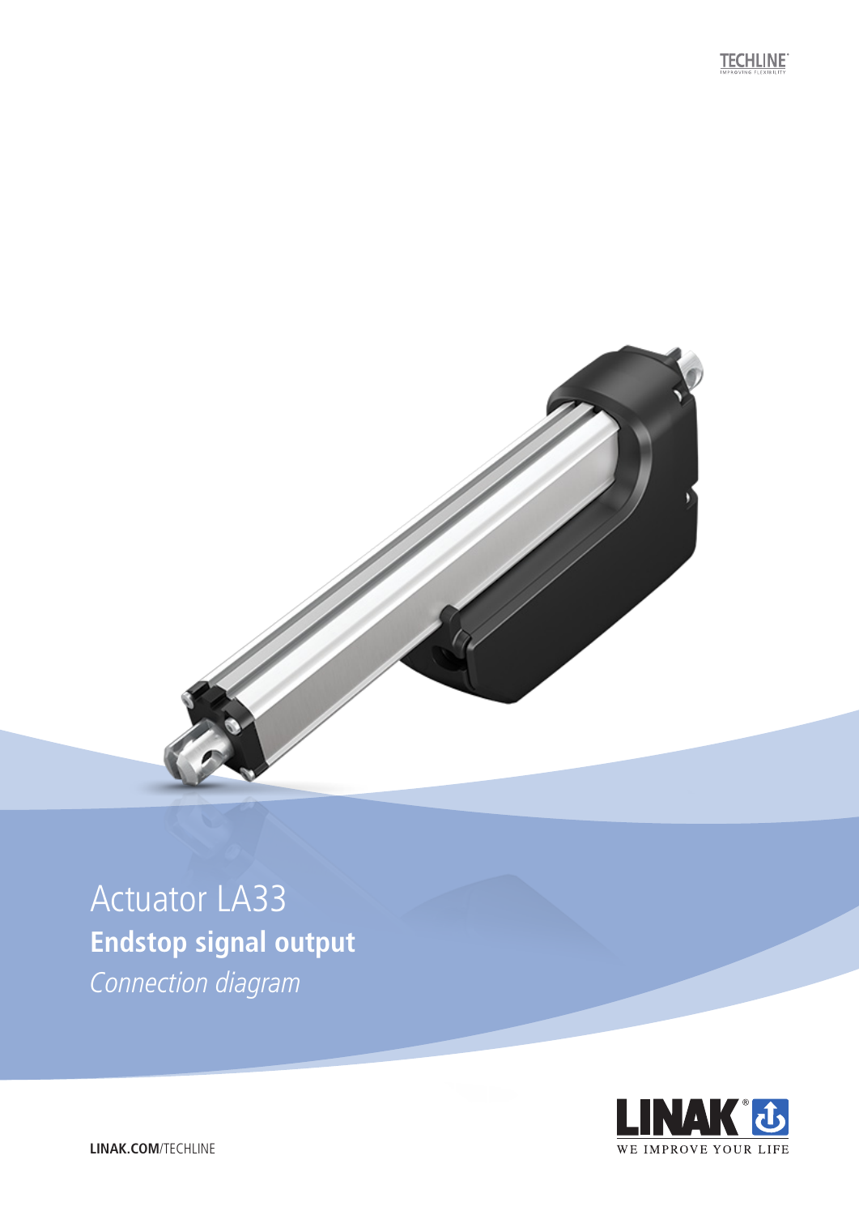TECHLINE

# Actuator LA33

## Endstop signal output

*Connection diagram*

LINAK.COM/TECHLINE

LINAK® WE IMPROVE YOUR LIFE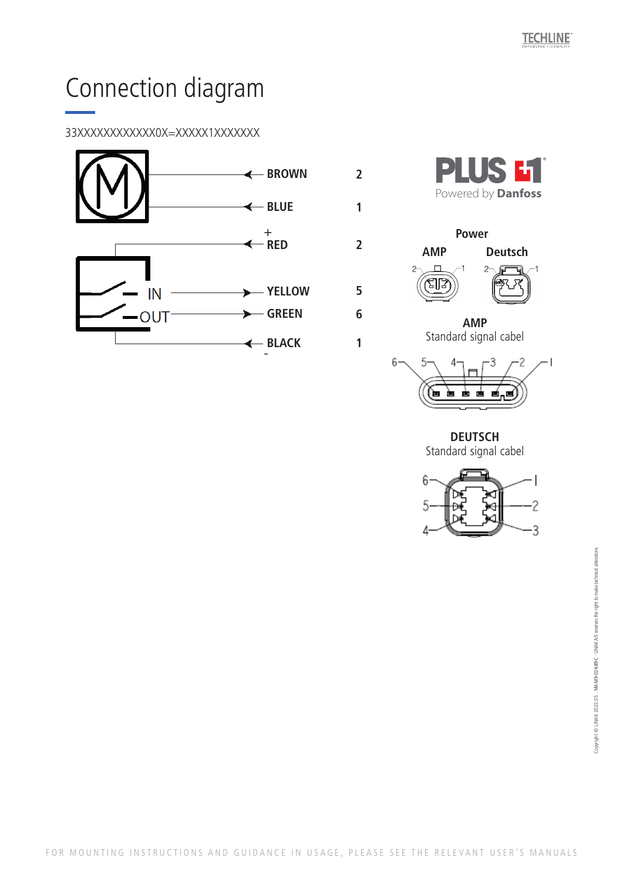# Connection diagram

33XXXXXXXXXXXX0X=XXXXX1XXXXXXX

| Wire | Pin |
|---|---|
| BROWN | 2 |
| BLUE | 1 |
| + RED | 2 |
| YELLOW (IN) | 5 |
| GREEN (OUT) | 6 |
| BLACK - | 1 |

PLUS+1 Powered by Danfoss

**Power**

**AMP** **Deutsch**

**AMP**
Standard signal cabel

**DEUTSCH**
Standard signal cabel

FOR MOUNTING INSTRUCTIONS AND GUIDANCE IN USAGE, PLEASE SEE THE RELEVANT USER'S MANUALS

Copyright © LINAK 2022.05 . MA-M9-02-689-C . LINAK A/S reserves the right to make technical alterations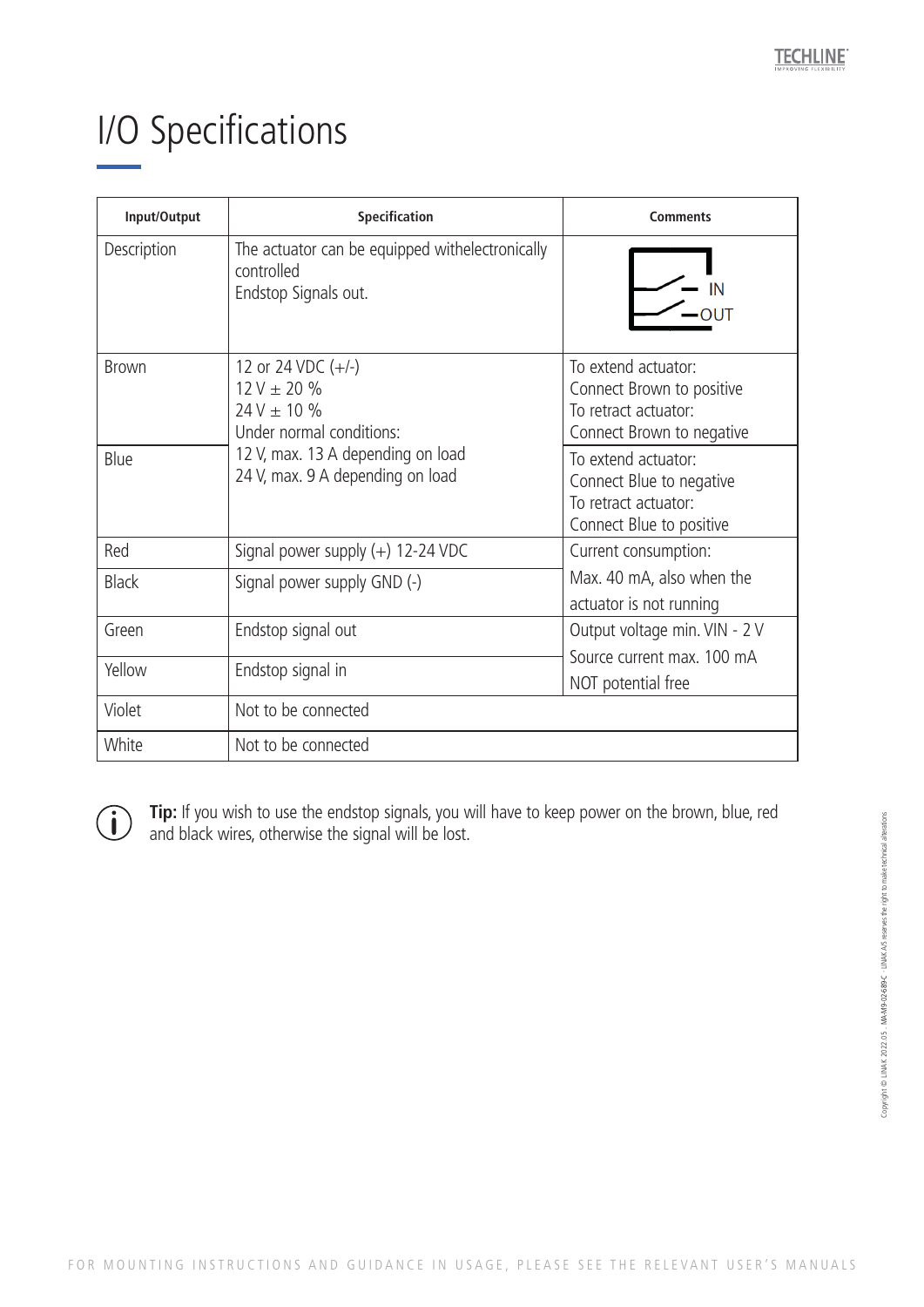# I/O Specifications

| Input/Output | Specification | Comments |
|---|---|---|
| Description | The actuator can be equipped withelectronically controlled<br>Endstop Signals out. | IN<br>OUT |
| Brown | 12 or 24 VDC (+/-)<br>12 V ± 20 %<br>24 V ± 10 %<br>Under normal conditions:<br>12 V, max. 13 A depending on load<br>24 V, max. 9 A depending on load | To extend actuator:<br>Connect Brown to positive<br>To retract actuator:<br>Connect Brown to negative |
| Blue | | To extend actuator:<br>Connect Blue to negative<br>To retract actuator:<br>Connect Blue to positive |
| Red | Signal power supply (+) 12-24 VDC | Current consumption:<br>Max. 40 mA, also when the actuator is not running |
| Black | Signal power supply GND (-) | |
| Green | Endstop signal out | Output voltage min. VIN - 2 V<br>Source current max. 100 mA<br>NOT potential free |
| Yellow | Endstop signal in | |
| Violet | Not to be connected | |
| White | Not to be connected | |

**Tip:** If you wish to use the endstop signals, you will have to keep power on the brown, blue, red and black wires, otherwise the signal will be lost.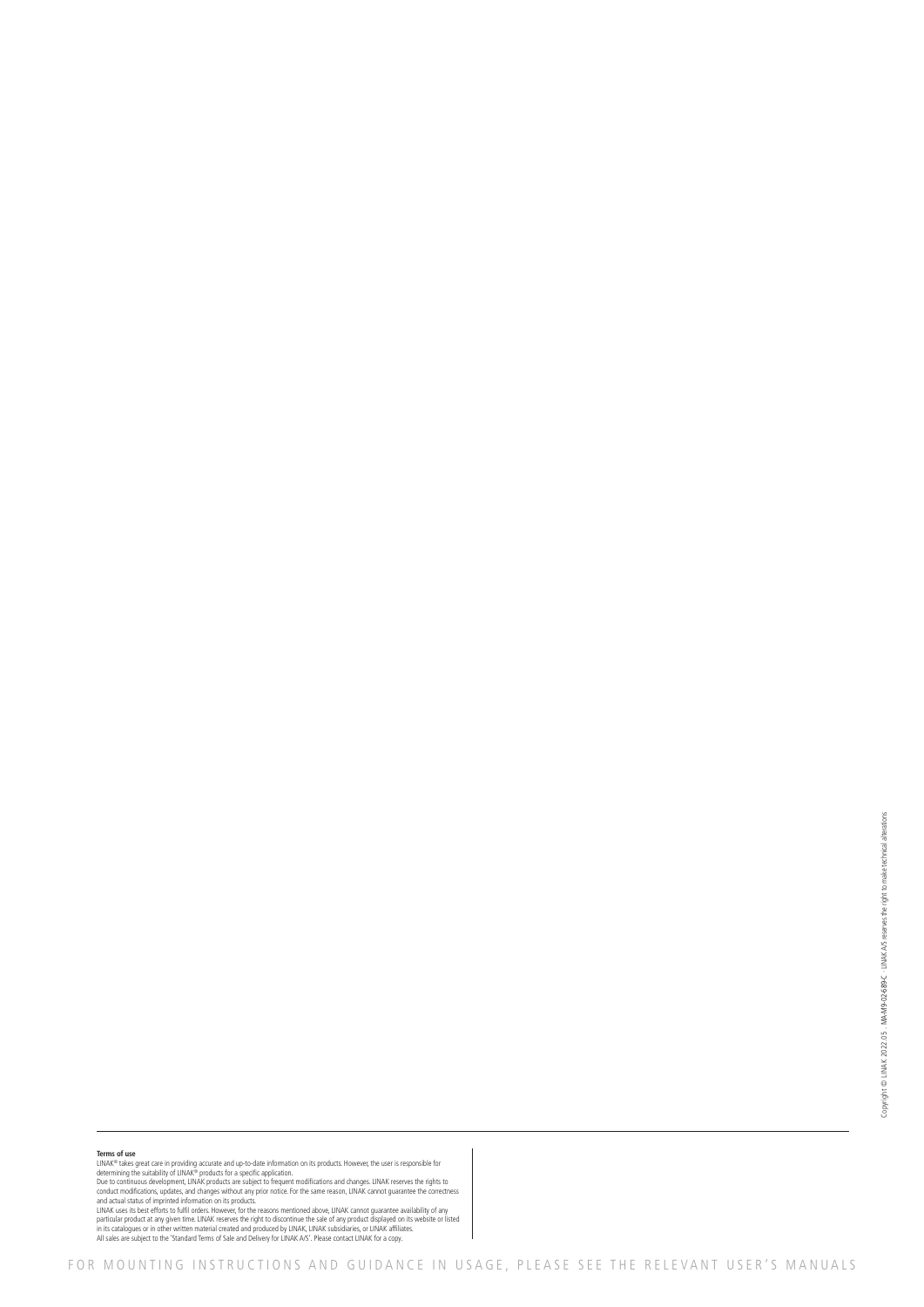**Terms of use**

LINAK® takes great care in providing accurate and up-to-date information on its products. However, the user is responsible for determining the suitability of LINAK® products for a specific application.

Due to continuous development, LINAK products are subject to frequent modifications and changes. LINAK reserves the rights to conduct modifications, updates, and changes without any prior notice. For the same reason, LINAK cannot guarantee the correctness and actual status of imprinted information on its products.

LINAK uses its best efforts to fulfil orders. However, for the reasons mentioned above, LINAK cannot guarantee availability of any particular product at any given time. LINAK reserves the right to discontinue the sale of any product displayed on its website or listed in its catalogues or in other written material created and produced by LINAK, LINAK subsidiaries, or LINAK affiliates.

All sales are subject to the 'Standard Terms of Sale and Delivery for LINAK A/S'. Please contact LINAK for a copy.

Copyright © LINAK 2022.05 . MA-M9-02-689-C . LINAK A/S reserves the right to make technical alterations

FOR MOUNTING INSTRUCTIONS AND GUIDANCE IN USAGE, PLEASE SEE THE RELEVANT USER'S MANUALS